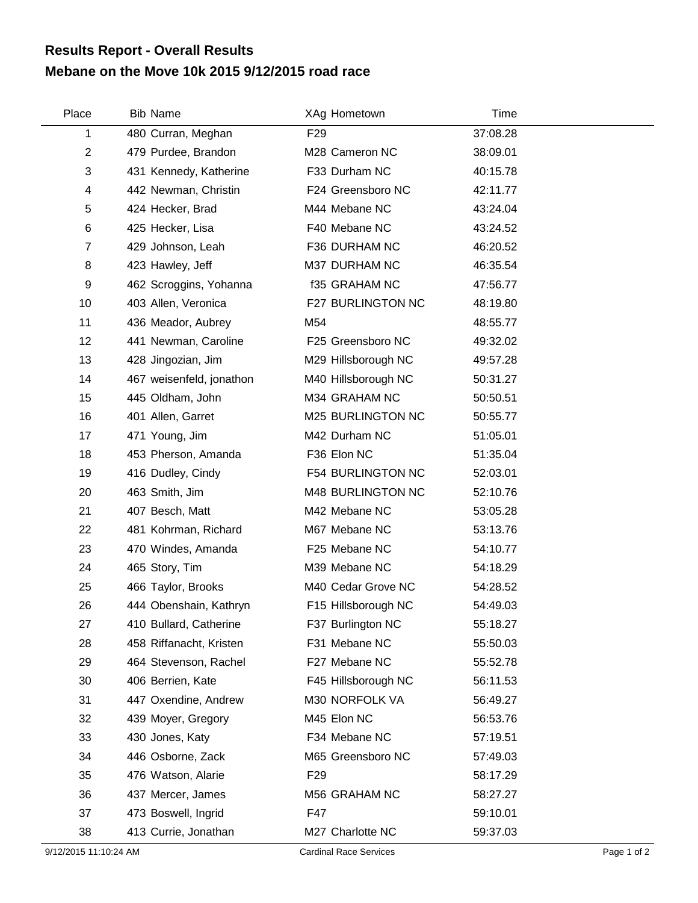# Results Report - Overall Results
## Mebane on the Move 10k 2015 9/12/2015 road race

| Place | Bib | Name | XAg | Hometown | Time |
|---|---|---|---|---|---|
| 1 | 480 | Curran, Meghan | F29 | | 37:08.28 |
| 2 | 479 | Purdee, Brandon | M28 | Cameron NC | 38:09.01 |
| 3 | 431 | Kennedy, Katherine | F33 | Durham NC | 40:15.78 |
| 4 | 442 | Newman, Christin | F24 | Greensboro NC | 42:11.77 |
| 5 | 424 | Hecker, Brad | M44 | Mebane NC | 43:24.04 |
| 6 | 425 | Hecker, Lisa | F40 | Mebane NC | 43:24.52 |
| 7 | 429 | Johnson, Leah | F36 | DURHAM NC | 46:20.52 |
| 8 | 423 | Hawley, Jeff | M37 | DURHAM NC | 46:35.54 |
| 9 | 462 | Scroggins, Yohanna | f35 | GRAHAM NC | 47:56.77 |
| 10 | 403 | Allen, Veronica | F27 | BURLINGTON NC | 48:19.80 |
| 11 | 436 | Meador, Aubrey | M54 | | 48:55.77 |
| 12 | 441 | Newman, Caroline | F25 | Greensboro NC | 49:32.02 |
| 13 | 428 | Jingozian, Jim | M29 | Hillsborough NC | 49:57.28 |
| 14 | 467 | weisenfeld, jonathon | M40 | Hillsborough NC | 50:31.27 |
| 15 | 445 | Oldham, John | M34 | GRAHAM NC | 50:50.51 |
| 16 | 401 | Allen, Garret | M25 | BURLINGTON NC | 50:55.77 |
| 17 | 471 | Young, Jim | M42 | Durham NC | 51:05.01 |
| 18 | 453 | Pherson, Amanda | F36 | Elon NC | 51:35.04 |
| 19 | 416 | Dudley, Cindy | F54 | BURLINGTON NC | 52:03.01 |
| 20 | 463 | Smith, Jim | M48 | BURLINGTON NC | 52:10.76 |
| 21 | 407 | Besch, Matt | M42 | Mebane NC | 53:05.28 |
| 22 | 481 | Kohrman, Richard | M67 | Mebane NC | 53:13.76 |
| 23 | 470 | Windes, Amanda | F25 | Mebane NC | 54:10.77 |
| 24 | 465 | Story, Tim | M39 | Mebane NC | 54:18.29 |
| 25 | 466 | Taylor, Brooks | M40 | Cedar Grove NC | 54:28.52 |
| 26 | 444 | Obenshain, Kathryn | F15 | Hillsborough NC | 54:49.03 |
| 27 | 410 | Bullard, Catherine | F37 | Burlington NC | 55:18.27 |
| 28 | 458 | Riffanacht, Kristen | F31 | Mebane NC | 55:50.03 |
| 29 | 464 | Stevenson, Rachel | F27 | Mebane NC | 55:52.78 |
| 30 | 406 | Berrien, Kate | F45 | Hillsborough NC | 56:11.53 |
| 31 | 447 | Oxendine, Andrew | M30 | NORFOLK VA | 56:49.27 |
| 32 | 439 | Moyer, Gregory | M45 | Elon NC | 56:53.76 |
| 33 | 430 | Jones, Katy | F34 | Mebane NC | 57:19.51 |
| 34 | 446 | Osborne, Zack | M65 | Greensboro NC | 57:49.03 |
| 35 | 476 | Watson, Alarie | F29 | | 58:17.29 |
| 36 | 437 | Mercer, James | M56 | GRAHAM NC | 58:27.27 |
| 37 | 473 | Boswell, Ingrid | F47 | | 59:10.01 |
| 38 | 413 | Currie, Jonathan | M27 | Charlotte NC | 59:37.03 |

9/12/2015 11:10:24 AM Cardinal Race Services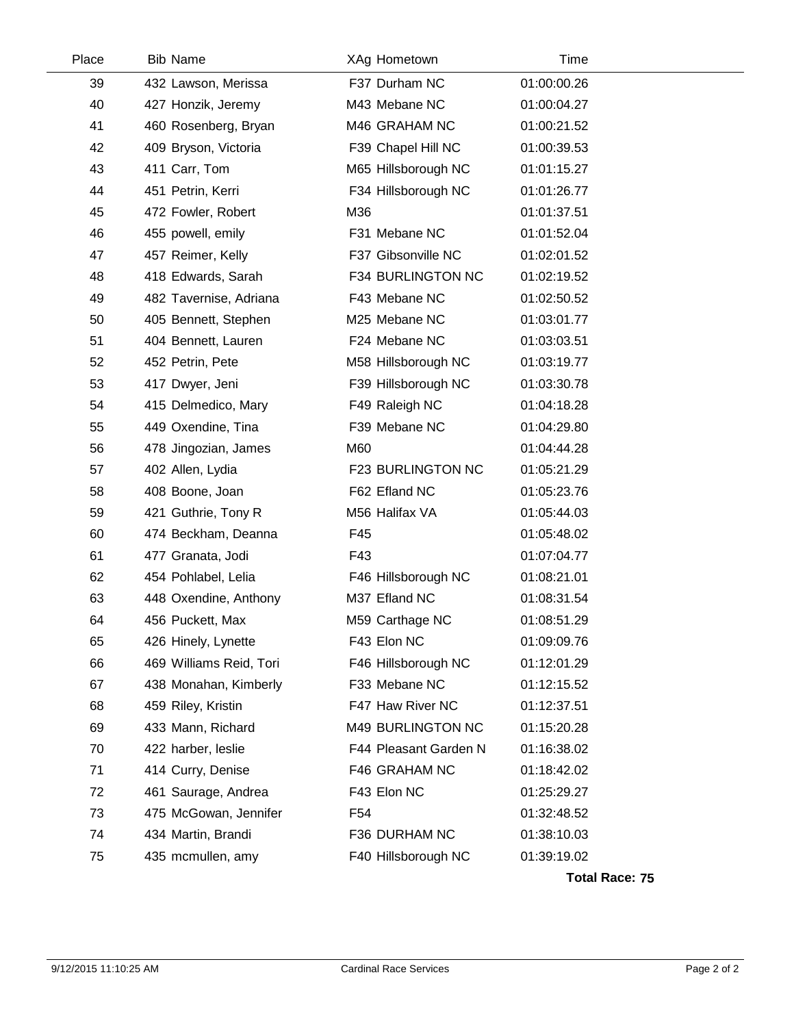| Place | Bib | Name | XAg | Hometown | Time |
|---|---|---|---|---|---|
| 39 | 432 | Lawson, Merissa | F37 | Durham NC | 01:00:00.26 |
| 40 | 427 | Honzik, Jeremy | M43 | Mebane NC | 01:00:04.27 |
| 41 | 460 | Rosenberg, Bryan | M46 | GRAHAM NC | 01:00:21.52 |
| 42 | 409 | Bryson, Victoria | F39 | Chapel Hill NC | 01:00:39.53 |
| 43 | 411 | Carr, Tom | M65 | Hillsborough NC | 01:01:15.27 |
| 44 | 451 | Petrin, Kerri | F34 | Hillsborough NC | 01:01:26.77 |
| 45 | 472 | Fowler, Robert | M36 | | 01:01:37.51 |
| 46 | 455 | powell, emily | F31 | Mebane NC | 01:01:52.04 |
| 47 | 457 | Reimer, Kelly | F37 | Gibsonville NC | 01:02:01.52 |
| 48 | 418 | Edwards, Sarah | F34 | BURLINGTON NC | 01:02:19.52 |
| 49 | 482 | Tavernise, Adriana | F43 | Mebane NC | 01:02:50.52 |
| 50 | 405 | Bennett, Stephen | M25 | Mebane NC | 01:03:01.77 |
| 51 | 404 | Bennett, Lauren | F24 | Mebane NC | 01:03:03.51 |
| 52 | 452 | Petrin, Pete | M58 | Hillsborough NC | 01:03:19.77 |
| 53 | 417 | Dwyer, Jeni | F39 | Hillsborough NC | 01:03:30.78 |
| 54 | 415 | Delmedico, Mary | F49 | Raleigh NC | 01:04:18.28 |
| 55 | 449 | Oxendine, Tina | F39 | Mebane NC | 01:04:29.80 |
| 56 | 478 | Jingozian, James | M60 | | 01:04:44.28 |
| 57 | 402 | Allen, Lydia | F23 | BURLINGTON NC | 01:05:21.29 |
| 58 | 408 | Boone, Joan | F62 | Efland NC | 01:05:23.76 |
| 59 | 421 | Guthrie, Tony R | M56 | Halifax VA | 01:05:44.03 |
| 60 | 474 | Beckham, Deanna | F45 | | 01:05:48.02 |
| 61 | 477 | Granata, Jodi | F43 | | 01:07:04.77 |
| 62 | 454 | Pohlabel, Lelia | F46 | Hillsborough NC | 01:08:21.01 |
| 63 | 448 | Oxendine, Anthony | M37 | Efland NC | 01:08:31.54 |
| 64 | 456 | Puckett, Max | M59 | Carthage NC | 01:08:51.29 |
| 65 | 426 | Hinely, Lynette | F43 | Elon NC | 01:09:09.76 |
| 66 | 469 | Williams Reid, Tori | F46 | Hillsborough NC | 01:12:01.29 |
| 67 | 438 | Monahan, Kimberly | F33 | Mebane NC | 01:12:15.52 |
| 68 | 459 | Riley, Kristin | F47 | Haw River NC | 01:12:37.51 |
| 69 | 433 | Mann, Richard | M49 | BURLINGTON NC | 01:15:20.28 |
| 70 | 422 | harber, leslie | F44 | Pleasant Garden N | 01:16:38.02 |
| 71 | 414 | Curry, Denise | F46 | GRAHAM NC | 01:18:42.02 |
| 72 | 461 | Saurage, Andrea | F43 | Elon NC | 01:25:29.27 |
| 73 | 475 | McGowan, Jennifer | F54 | | 01:32:48.52 |
| 74 | 434 | Martin, Brandi | F36 | DURHAM NC | 01:38:10.03 |
| 75 | 435 | mcmullen, amy | F40 | Hillsborough NC | 01:39:19.02 |

**Total Race: 75**

9/12/2015 11:10:25 AM Cardinal Race Services